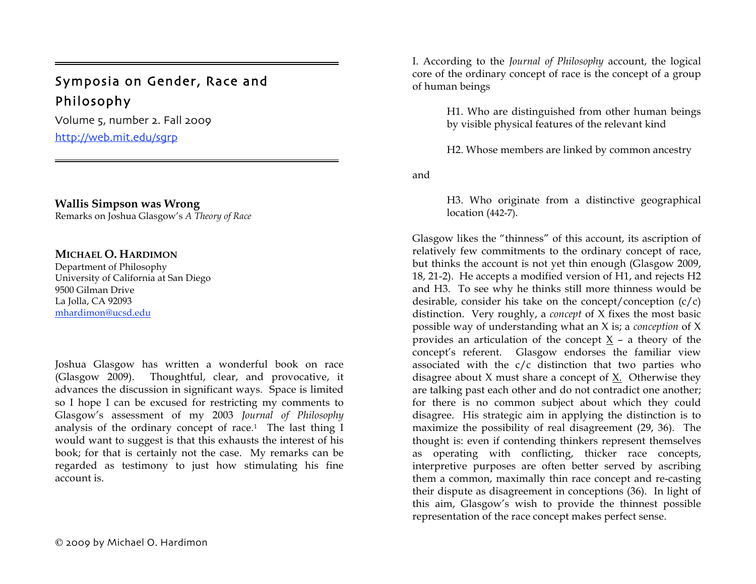# Symposia on Gender, Race and Philosophy

Volume 5, number 2. Fall 2009

http://web.mit.edu/sgrp

## Wallis Simpson was Wrong

Remarks on Joshua Glasgow's *A Theory of Race*

**MICHAEL O. HARDIMON**
Department of Philosophy
University of California at San Diego
9500 Gilman Drive
La Jolla, CA 92093
mhardimon@ucsd.edu

Joshua Glasgow has written a wonderful book on race (Glasgow 2009). Thoughtful, clear, and provocative, it advances the discussion in significant ways. Space is limited so I hope I can be excused for restricting my comments to Glasgow's assessment of my 2003 *Journal of Philosophy* analysis of the ordinary concept of race.[1] The last thing I would want to suggest is that this exhausts the interest of his book; for that is certainly not the case. My remarks can be regarded as testimony to just how stimulating his fine account is.

I. According to the *Journal of Philosophy* account, the logical core of the ordinary concept of race is the concept of a group of human beings

> H1. Who are distinguished from other human beings by visible physical features of the relevant kind
>
> H2. Whose members are linked by common ancestry

and

> H3. Who originate from a distinctive geographical location (442-7).

Glasgow likes the "thinness" of this account, its ascription of relatively few commitments to the ordinary concept of race, but thinks the account is not yet thin enough (Glasgow 2009, 18, 21-2). He accepts a modified version of H1, and rejects H2 and H3. To see why he thinks still more thinness would be desirable, consider his take on the concept/conception (c/c) distinction. Very roughly, a *concept* of X fixes the most basic possible way of understanding what an X is; a *conception* of X provides an articulation of the concept <u>X</u> – a theory of the concept's referent. Glasgow endorses the familiar view associated with the c/c distinction that two parties who disagree about X must share a concept of <u>X</u>. Otherwise they are talking past each other and do not contradict one another; for there is no common subject about which they could disagree. His strategic aim in applying the distinction is to maximize the possibility of real disagreement (29, 36). The thought is: even if contending thinkers represent themselves as operating with conflicting, thicker race concepts, interpretive purposes are often better served by ascribing them a common, maximally thin race concept and re-casting their dispute as disagreement in conceptions (36). In light of this aim, Glasgow's wish to provide the thinnest possible representation of the race concept makes perfect sense.

© 2009 by Michael O. Hardimon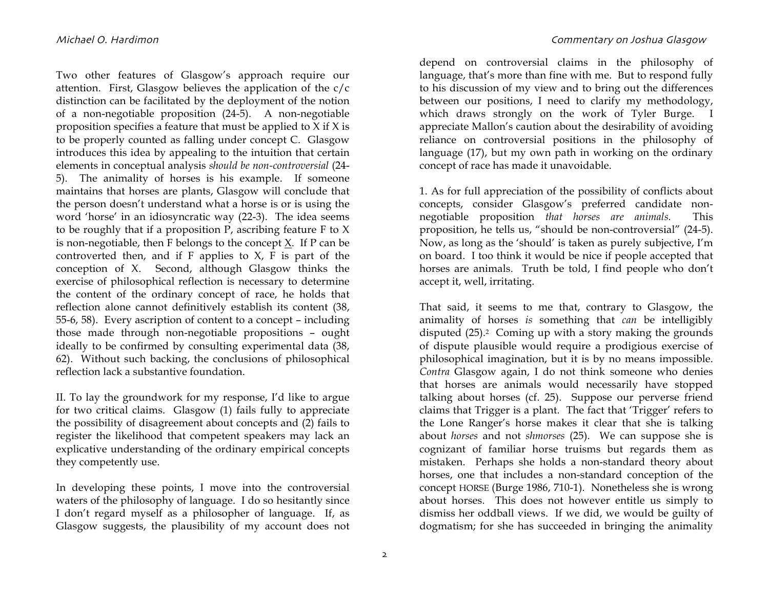Two other features of Glasgow's approach require our attention. First, Glasgow believes the application of the c/c distinction can be facilitated by the deployment of the notion of a non-negotiable proposition (24-5). A non-negotiable proposition specifies a feature that must be applied to X if X is to be properly counted as falling under concept C. Glasgow introduces this idea by appealing to the intuition that certain elements in conceptual analysis *should be non-controversial* (24-5). The animality of horses is his example. If someone maintains that horses are plants, Glasgow will conclude that the person doesn't understand what a horse is or is using the word 'horse' in an idiosyncratic way (22-3). The idea seems to be roughly that if a proposition P, ascribing feature F to X is non-negotiable, then F belongs to the concept X. If P can be controverted then, and if F applies to X, F is part of the conception of X. Second, although Glasgow thinks the exercise of philosophical reflection is necessary to determine the content of the ordinary concept of race, he holds that reflection alone cannot definitively establish its content (38, 55-6, 58). Every ascription of content to a concept – including those made through non-negotiable propositions – ought ideally to be confirmed by consulting experimental data (38, 62). Without such backing, the conclusions of philosophical reflection lack a substantive foundation.

II. To lay the groundwork for my response, I'd like to argue for two critical claims. Glasgow (1) fails fully to appreciate the possibility of disagreement about concepts and (2) fails to register the likelihood that competent speakers may lack an explicative understanding of the ordinary empirical concepts they competently use.

In developing these points, I move into the controversial waters of the philosophy of language. I do so hesitantly since I don't regard myself as a philosopher of language. If, as Glasgow suggests, the plausibility of my account does not depend on controversial claims in the philosophy of language, that's more than fine with me. But to respond fully to his discussion of my view and to bring out the differences between our positions, I need to clarify my methodology, which draws strongly on the work of Tyler Burge. I appreciate Mallon's caution about the desirability of avoiding reliance on controversial positions in the philosophy of language (17), but my own path in working on the ordinary concept of race has made it unavoidable.

1. As for full appreciation of the possibility of conflicts about concepts, consider Glasgow's preferred candidate non-negotiable proposition *that horses are animals.* This proposition, he tells us, "should be non-controversial" (24-5). Now, as long as the 'should' is taken as purely subjective, I'm on board. I too think it would be nice if people accepted that horses are animals. Truth be told, I find people who don't accept it, well, irritating.

That said, it seems to me that, contrary to Glasgow, the animality of horses *is* something that *can* be intelligibly disputed (25).[2] Coming up with a story making the grounds of dispute plausible would require a prodigious exercise of philosophical imagination, but it is by no means impossible. *Contra* Glasgow again, I do not think someone who denies that horses are animals would necessarily have stopped talking about horses (cf. 25). Suppose our perverse friend claims that Trigger is a plant. The fact that 'Trigger' refers to the Lone Ranger's horse makes it clear that she is talking about *horses* and not *shmorses* (25). We can suppose she is cognizant of familiar horse truisms but regards them as mistaken. Perhaps she holds a non-standard theory about horses, one that includes a non-standard conception of the concept HORSE (Burge 1986, 710-1). Nonetheless she is wrong about horses. This does not however entitle us simply to dismiss her oddball views. If we did, we would be guilty of dogmatism; for she has succeeded in bringing the animality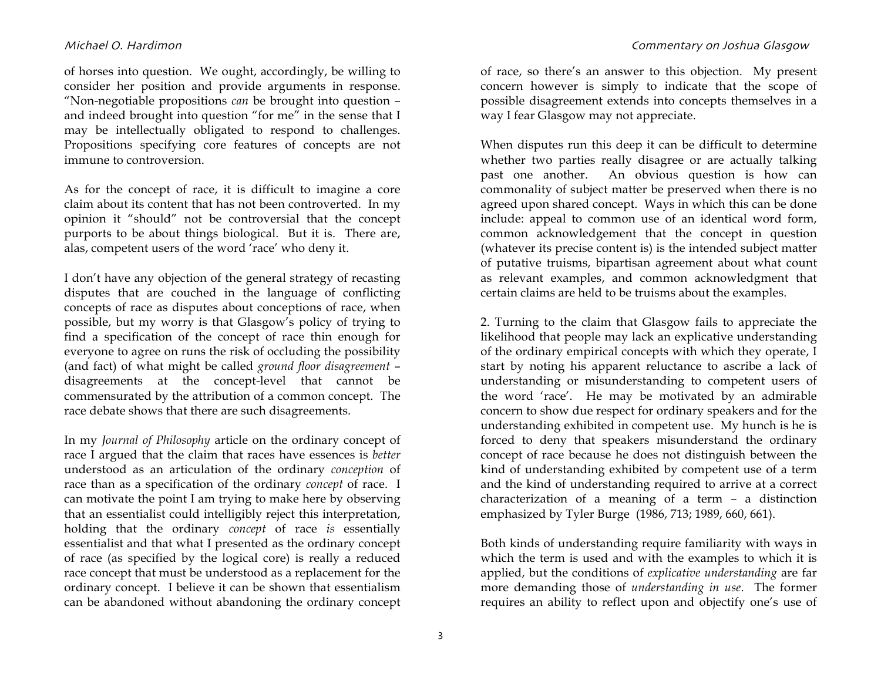of horses into question. We ought, accordingly, be willing to consider her position and provide arguments in response. "Non-negotiable propositions *can* be brought into question – and indeed brought into question "for me" in the sense that I may be intellectually obligated to respond to challenges. Propositions specifying core features of concepts are not immune to controversion.

As for the concept of race, it is difficult to imagine a core claim about its content that has not been controverted. In my opinion it "should" not be controversial that the concept purports to be about things biological. But it is. There are, alas, competent users of the word 'race' who deny it.

I don't have any objection of the general strategy of recasting disputes that are couched in the language of conflicting concepts of race as disputes about conceptions of race, when possible, but my worry is that Glasgow's policy of trying to find a specification of the concept of race thin enough for everyone to agree on runs the risk of occluding the possibility (and fact) of what might be called *ground floor disagreement* – disagreements at the concept-level that cannot be commensurated by the attribution of a common concept. The race debate shows that there are such disagreements.

In my *Journal of Philosophy* article on the ordinary concept of race I argued that the claim that races have essences is *better* understood as an articulation of the ordinary *conception* of race than as a specification of the ordinary *concept* of race. I can motivate the point I am trying to make here by observing that an essentialist could intelligibly reject this interpretation, holding that the ordinary *concept* of race *is* essentially essentialist and that what I presented as the ordinary concept of race (as specified by the logical core) is really a reduced race concept that must be understood as a replacement for the ordinary concept. I believe it can be shown that essentialism can be abandoned without abandoning the ordinary concept of race, so there's an answer to this objection. My present concern however is simply to indicate that the scope of possible disagreement extends into concepts themselves in a way I fear Glasgow may not appreciate.

When disputes run this deep it can be difficult to determine whether two parties really disagree or are actually talking past one another. An obvious question is how can commonality of subject matter be preserved when there is no agreed upon shared concept. Ways in which this can be done include: appeal to common use of an identical word form, common acknowledgement that the concept in question (whatever its precise content is) is the intended subject matter of putative truisms, bipartisan agreement about what count as relevant examples, and common acknowledgment that certain claims are held to be truisms about the examples.

2. Turning to the claim that Glasgow fails to appreciate the likelihood that people may lack an explicative understanding of the ordinary empirical concepts with which they operate, I start by noting his apparent reluctance to ascribe a lack of understanding or misunderstanding to competent users of the word 'race'. He may be motivated by an admirable concern to show due respect for ordinary speakers and for the understanding exhibited in competent use. My hunch is he is forced to deny that speakers misunderstand the ordinary concept of race because he does not distinguish between the kind of understanding exhibited by competent use of a term and the kind of understanding required to arrive at a correct characterization of a meaning of a term – a distinction emphasized by Tyler Burge (1986, 713; 1989, 660, 661).

Both kinds of understanding require familiarity with ways in which the term is used and with the examples to which it is applied, but the conditions of *explicative understanding* are far more demanding those of *understanding in use*. The former requires an ability to reflect upon and objectify one's use of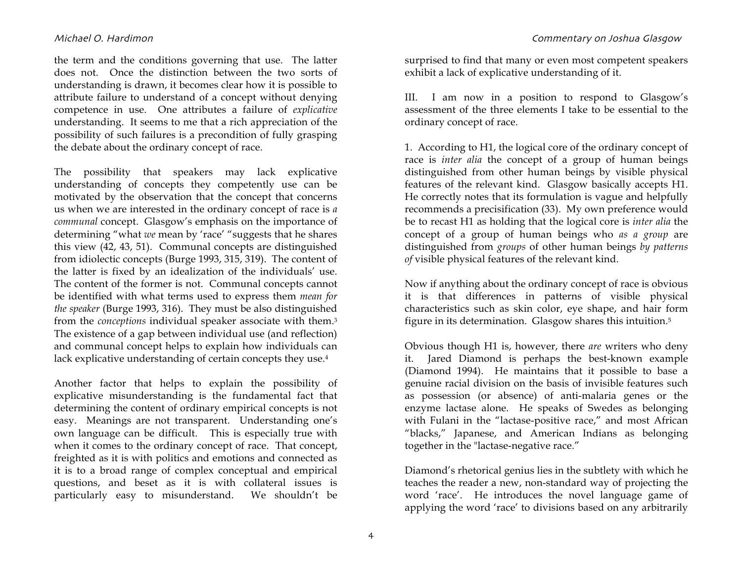the term and the conditions governing that use. The latter does not. Once the distinction between the two sorts of understanding is drawn, it becomes clear how it is possible to attribute failure to understand of a concept without denying competence in use. One attributes a failure of *explicative* understanding. It seems to me that a rich appreciation of the possibility of such failures is a precondition of fully grasping the debate about the ordinary concept of race.

The possibility that speakers may lack explicative understanding of concepts they competently use can be motivated by the observation that the concept that concerns us when we are interested in the ordinary concept of race is *a communal* concept. Glasgow's emphasis on the importance of determining "what *we* mean by 'race' "suggests that he shares this view (42, 43, 51). Communal concepts are distinguished from idiolectic concepts (Burge 1993, 315, 319). The content of the latter is fixed by an idealization of the individuals' use. The content of the former is not. Communal concepts cannot be identified with what terms used to express them *mean for the speaker* (Burge 1993, 316). They must be also distinguished from the *conceptions* individual speaker associate with them.[3] The existence of a gap between individual use (and reflection) and communal concept helps to explain how individuals can lack explicative understanding of certain concepts they use.[4]

Another factor that helps to explain the possibility of explicative misunderstanding is the fundamental fact that determining the content of ordinary empirical concepts is not easy. Meanings are not transparent. Understanding one's own language can be difficult. This is especially true with when it comes to the ordinary concept of race. That concept, freighted as it is with politics and emotions and connected as it is to a broad range of complex conceptual and empirical questions, and beset as it is with collateral issues is particularly easy to misunderstand. We shouldn't be surprised to find that many or even most competent speakers exhibit a lack of explicative understanding of it.

III. I am now in a position to respond to Glasgow's assessment of the three elements I take to be essential to the ordinary concept of race.

1. According to H1, the logical core of the ordinary concept of race is *inter alia* the concept of a group of human beings distinguished from other human beings by visible physical features of the relevant kind. Glasgow basically accepts H1. He correctly notes that its formulation is vague and helpfully recommends a precisification (33). My own preference would be to recast H1 as holding that the logical core is *inter alia* the concept of a group of human beings who *as a group* are distinguished from *groups* of other human beings *by patterns of* visible physical features of the relevant kind.

Now if anything about the ordinary concept of race is obvious it is that differences in patterns of visible physical characteristics such as skin color, eye shape, and hair form figure in its determination. Glasgow shares this intuition.[5]

Obvious though H1 is, however, there *are* writers who deny it. Jared Diamond is perhaps the best-known example (Diamond 1994). He maintains that it possible to base a genuine racial division on the basis of invisible features such as possession (or absence) of anti-malaria genes or the enzyme lactase alone. He speaks of Swedes as belonging with Fulani in the "lactase-positive race," and most African "blacks," Japanese, and American Indians as belonging together in the "lactase-negative race."

Diamond's rhetorical genius lies in the subtlety with which he teaches the reader a new, non-standard way of projecting the word 'race'. He introduces the novel language game of applying the word 'race' to divisions based on any arbitrarily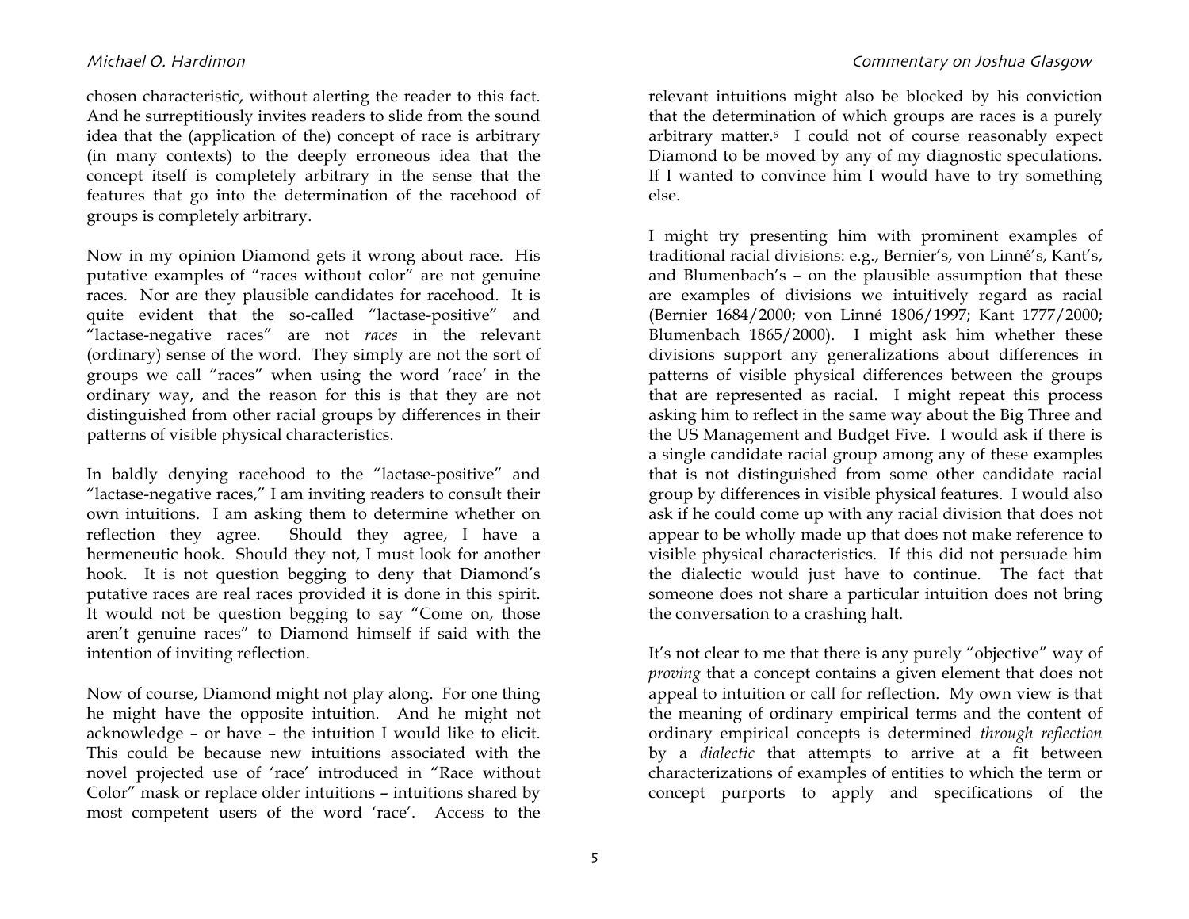chosen characteristic, without alerting the reader to this fact. And he surreptitiously invites readers to slide from the sound idea that the (application of the) concept of race is arbitrary (in many contexts) to the deeply erroneous idea that the concept itself is completely arbitrary in the sense that the features that go into the determination of the racehood of groups is completely arbitrary.

Now in my opinion Diamond gets it wrong about race. His putative examples of "races without color" are not genuine races. Nor are they plausible candidates for racehood. It is quite evident that the so-called "lactase-positive" and "lactase-negative races" are not *races* in the relevant (ordinary) sense of the word. They simply are not the sort of groups we call "races" when using the word 'race' in the ordinary way, and the reason for this is that they are not distinguished from other racial groups by differences in their patterns of visible physical characteristics.

In baldly denying racehood to the "lactase-positive" and "lactase-negative races," I am inviting readers to consult their own intuitions. I am asking them to determine whether on reflection they agree. Should they agree, I have a hermeneutic hook. Should they not, I must look for another hook. It is not question begging to deny that Diamond's putative races are real races provided it is done in this spirit. It would not be question begging to say "Come on, those aren't genuine races" to Diamond himself if said with the intention of inviting reflection.

Now of course, Diamond might not play along. For one thing he might have the opposite intuition. And he might not acknowledge – or have – the intuition I would like to elicit. This could be because new intuitions associated with the novel projected use of 'race' introduced in "Race without Color" mask or replace older intuitions – intuitions shared by most competent users of the word 'race'. Access to the relevant intuitions might also be blocked by his conviction that the determination of which groups are races is a purely arbitrary matter.[6] I could not of course reasonably expect Diamond to be moved by any of my diagnostic speculations. If I wanted to convince him I would have to try something else.

I might try presenting him with prominent examples of traditional racial divisions: e.g., Bernier's, von Linné's, Kant's, and Blumenbach's – on the plausible assumption that these are examples of divisions we intuitively regard as racial (Bernier 1684/2000; von Linné 1806/1997; Kant 1777/2000; Blumenbach 1865/2000). I might ask him whether these divisions support any generalizations about differences in patterns of visible physical differences between the groups that are represented as racial. I might repeat this process asking him to reflect in the same way about the Big Three and the US Management and Budget Five. I would ask if there is a single candidate racial group among any of these examples that is not distinguished from some other candidate racial group by differences in visible physical features. I would also ask if he could come up with any racial division that does not appear to be wholly made up that does not make reference to visible physical characteristics. If this did not persuade him the dialectic would just have to continue. The fact that someone does not share a particular intuition does not bring the conversation to a crashing halt.

It's not clear to me that there is any purely "objective" way of *proving* that a concept contains a given element that does not appeal to intuition or call for reflection. My own view is that the meaning of ordinary empirical terms and the content of ordinary empirical concepts is determined *through reflection* by a *dialectic* that attempts to arrive at a fit between characterizations of examples of entities to which the term or concept purports to apply and specifications of the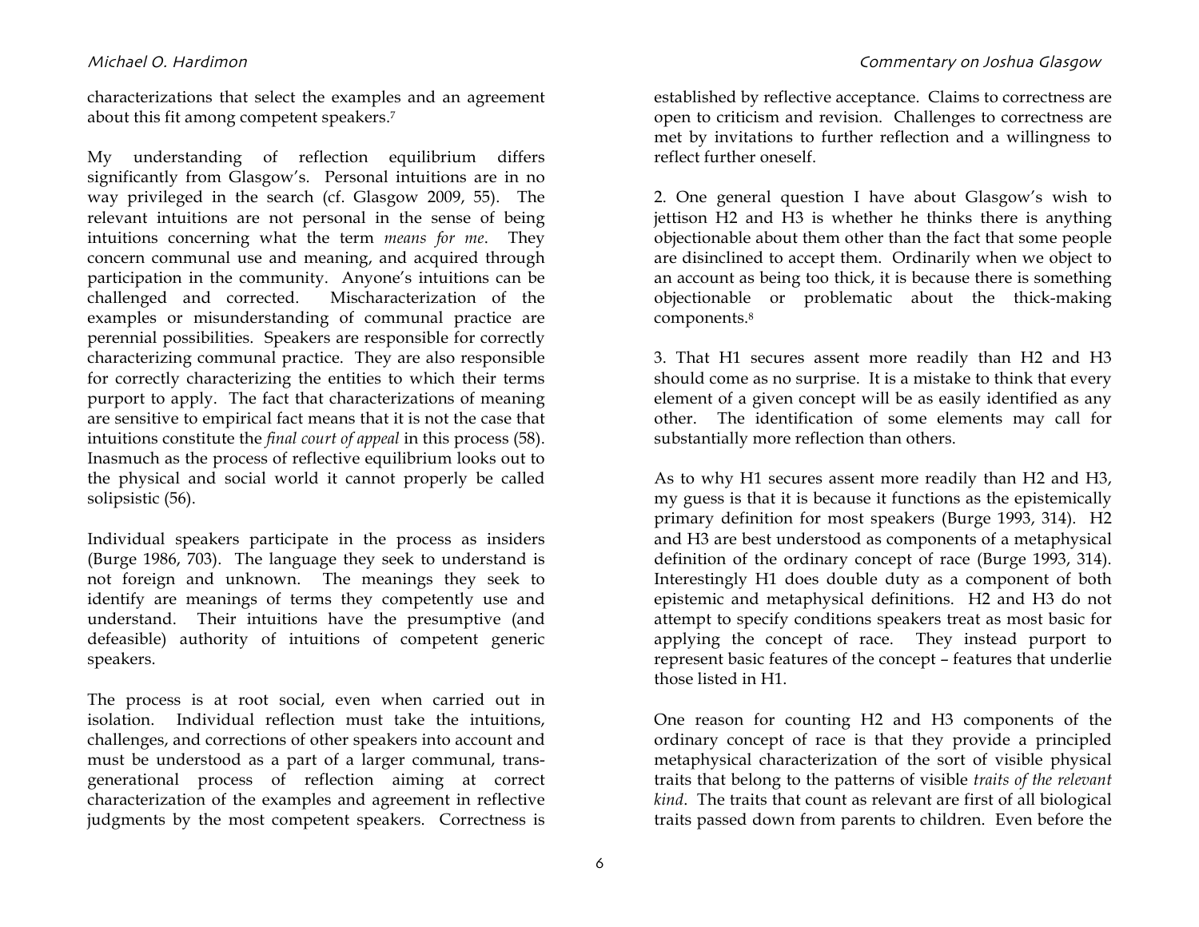characterizations that select the examples and an agreement about this fit among competent speakers.[7]

My understanding of reflection equilibrium differs significantly from Glasgow's. Personal intuitions are in no way privileged in the search (cf. Glasgow 2009, 55). The relevant intuitions are not personal in the sense of being intuitions concerning what the term *means for me*. They concern communal use and meaning, and acquired through participation in the community. Anyone's intuitions can be challenged and corrected. Mischaracterization of the examples or misunderstanding of communal practice are perennial possibilities. Speakers are responsible for correctly characterizing communal practice. They are also responsible for correctly characterizing the entities to which their terms purport to apply. The fact that characterizations of meaning are sensitive to empirical fact means that it is not the case that intuitions constitute the *final court of appeal* in this process (58). Inasmuch as the process of reflective equilibrium looks out to the physical and social world it cannot properly be called solipsistic (56).

Individual speakers participate in the process as insiders (Burge 1986, 703). The language they seek to understand is not foreign and unknown. The meanings they seek to identify are meanings of terms they competently use and understand. Their intuitions have the presumptive (and defeasible) authority of intuitions of competent generic speakers.

The process is at root social, even when carried out in isolation. Individual reflection must take the intuitions, challenges, and corrections of other speakers into account and must be understood as a part of a larger communal, trans-generational process of reflection aiming at correct characterization of the examples and agreement in reflective judgments by the most competent speakers. Correctness is established by reflective acceptance. Claims to correctness are open to criticism and revision. Challenges to correctness are met by invitations to further reflection and a willingness to reflect further oneself.

2. One general question I have about Glasgow's wish to jettison H2 and H3 is whether he thinks there is anything objectionable about them other than the fact that some people are disinclined to accept them. Ordinarily when we object to an account as being too thick, it is because there is something objectionable or problematic about the thick-making components.[8]

3. That H1 secures assent more readily than H2 and H3 should come as no surprise. It is a mistake to think that every element of a given concept will be as easily identified as any other. The identification of some elements may call for substantially more reflection than others.

As to why H1 secures assent more readily than H2 and H3, my guess is that it is because it functions as the epistemically primary definition for most speakers (Burge 1993, 314). H2 and H3 are best understood as components of a metaphysical definition of the ordinary concept of race (Burge 1993, 314). Interestingly H1 does double duty as a component of both epistemic and metaphysical definitions. H2 and H3 do not attempt to specify conditions speakers treat as most basic for applying the concept of race. They instead purport to represent basic features of the concept – features that underlie those listed in H1.

One reason for counting H2 and H3 components of the ordinary concept of race is that they provide a principled metaphysical characterization of the sort of visible physical traits that belong to the patterns of visible *traits of the relevant kind*. The traits that count as relevant are first of all biological traits passed down from parents to children. Even before the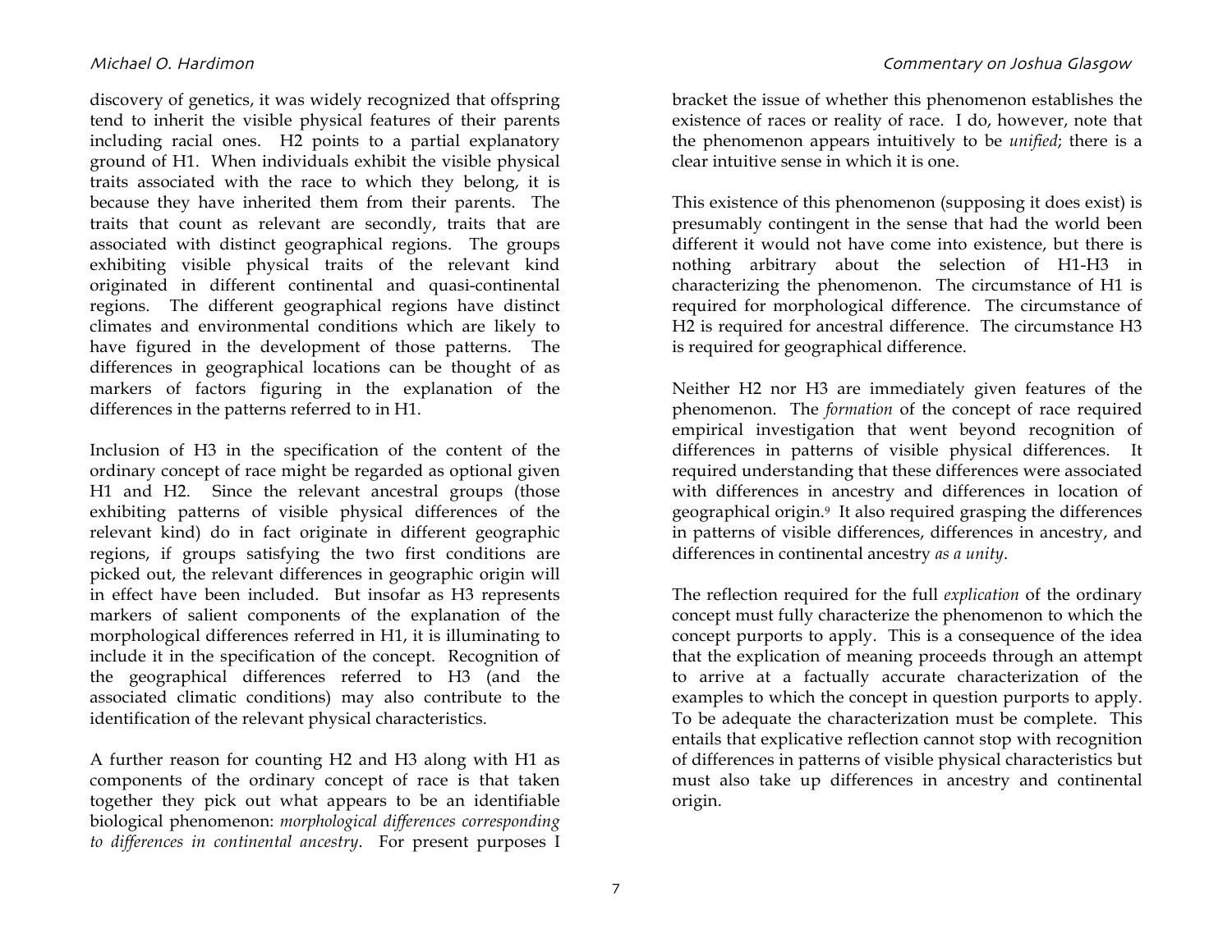discovery of genetics, it was widely recognized that offspring tend to inherit the visible physical features of their parents including racial ones. H2 points to a partial explanatory ground of H1. When individuals exhibit the visible physical traits associated with the race to which they belong, it is because they have inherited them from their parents. The traits that count as relevant are secondly, traits that are associated with distinct geographical regions. The groups exhibiting visible physical traits of the relevant kind originated in different continental and quasi-continental regions. The different geographical regions have distinct climates and environmental conditions which are likely to have figured in the development of those patterns. The differences in geographical locations can be thought of as markers of factors figuring in the explanation of the differences in the patterns referred to in H1.

Inclusion of H3 in the specification of the content of the ordinary concept of race might be regarded as optional given H1 and H2. Since the relevant ancestral groups (those exhibiting patterns of visible physical differences of the relevant kind) do in fact originate in different geographic regions, if groups satisfying the two first conditions are picked out, the relevant differences in geographic origin will in effect have been included. But insofar as H3 represents markers of salient components of the explanation of the morphological differences referred in H1, it is illuminating to include it in the specification of the concept. Recognition of the geographical differences referred to H3 (and the associated climatic conditions) may also contribute to the identification of the relevant physical characteristics.

A further reason for counting H2 and H3 along with H1 as components of the ordinary concept of race is that taken together they pick out what appears to be an identifiable biological phenomenon: *morphological differences corresponding to differences in continental ancestry*. For present purposes I bracket the issue of whether this phenomenon establishes the existence of races or reality of race. I do, however, note that the phenomenon appears intuitively to be *unified*; there is a clear intuitive sense in which it is one.

This existence of this phenomenon (supposing it does exist) is presumably contingent in the sense that had the world been different it would not have come into existence, but there is nothing arbitrary about the selection of H1-H3 in characterizing the phenomenon. The circumstance of H1 is required for morphological difference. The circumstance of H2 is required for ancestral difference. The circumstance H3 is required for geographical difference.

Neither H2 nor H3 are immediately given features of the phenomenon. The *formation* of the concept of race required empirical investigation that went beyond recognition of differences in patterns of visible physical differences. It required understanding that these differences were associated with differences in ancestry and differences in location of geographical origin.[9] It also required grasping the differences in patterns of visible differences, differences in ancestry, and differences in continental ancestry *as a unity*.

The reflection required for the full *explication* of the ordinary concept must fully characterize the phenomenon to which the concept purports to apply. This is a consequence of the idea that the explication of meaning proceeds through an attempt to arrive at a factually accurate characterization of the examples to which the concept in question purports to apply. To be adequate the characterization must be complete. This entails that explicative reflection cannot stop with recognition of differences in patterns of visible physical characteristics but must also take up differences in ancestry and continental origin.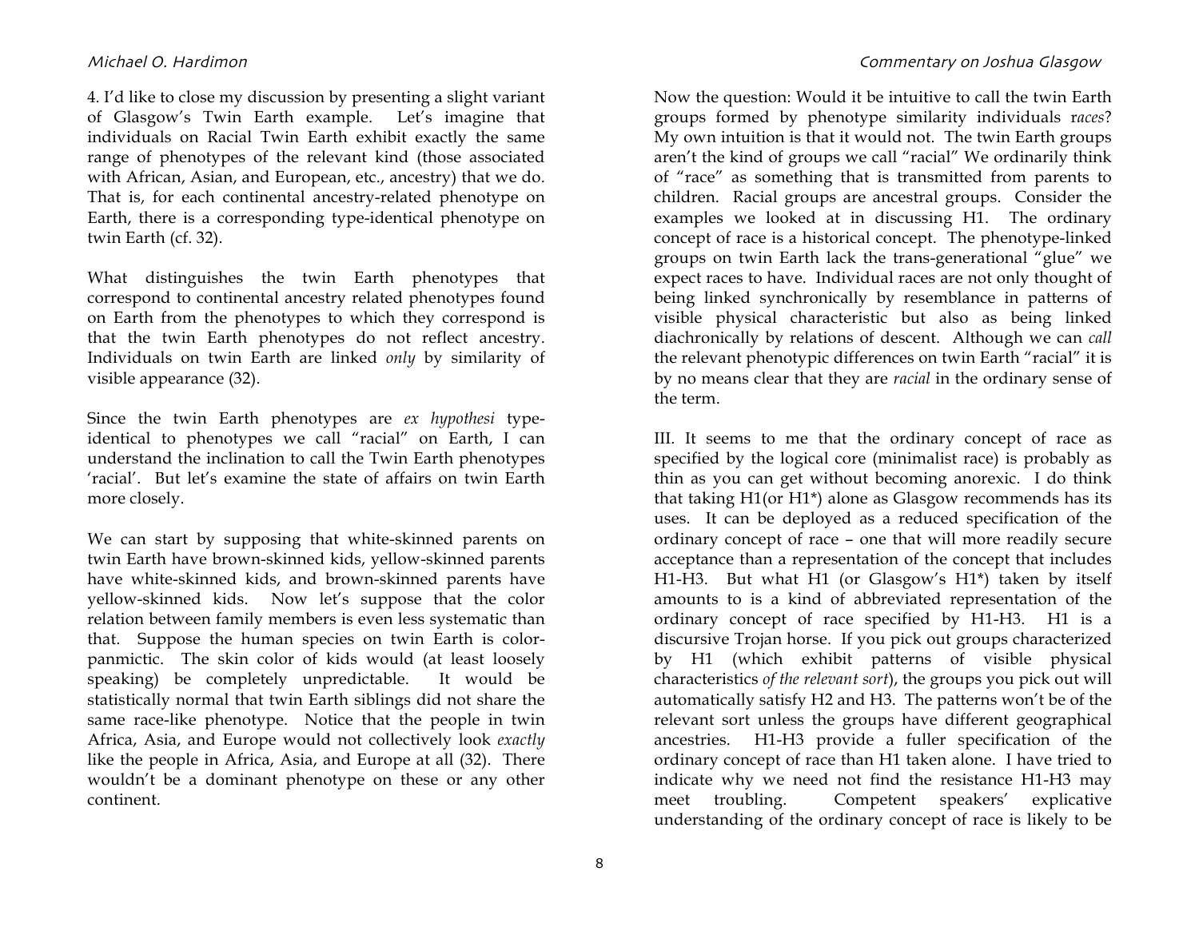4. I'd like to close my discussion by presenting a slight variant of Glasgow's Twin Earth example. Let's imagine that individuals on Racial Twin Earth exhibit exactly the same range of phenotypes of the relevant kind (those associated with African, Asian, and European, etc., ancestry) that we do. That is, for each continental ancestry-related phenotype on Earth, there is a corresponding type-identical phenotype on twin Earth (cf. 32).

What distinguishes the twin Earth phenotypes that correspond to continental ancestry related phenotypes found on Earth from the phenotypes to which they correspond is that the twin Earth phenotypes do not reflect ancestry. Individuals on twin Earth are linked *only* by similarity of visible appearance (32).

Since the twin Earth phenotypes are *ex hypothesi* type-identical to phenotypes we call "racial" on Earth, I can understand the inclination to call the Twin Earth phenotypes 'racial'. But let's examine the state of affairs on twin Earth more closely.

We can start by supposing that white-skinned parents on twin Earth have brown-skinned kids, yellow-skinned parents have white-skinned kids, and brown-skinned parents have yellow-skinned kids. Now let's suppose that the color relation between family members is even less systematic than that. Suppose the human species on twin Earth is color-panmictic. The skin color of kids would (at least loosely speaking) be completely unpredictable. It would be statistically normal that twin Earth siblings did not share the same race-like phenotype. Notice that the people in twin Africa, Asia, and Europe would not collectively look *exactly* like the people in Africa, Asia, and Europe at all (32). There wouldn't be a dominant phenotype on these or any other continent.

Now the question: Would it be intuitive to call the twin Earth groups formed by phenotype similarity individuals *races*? My own intuition is that it would not. The twin Earth groups aren't the kind of groups we call "racial" We ordinarily think of "race" as something that is transmitted from parents to children. Racial groups are ancestral groups. Consider the examples we looked at in discussing H1. The ordinary concept of race is a historical concept. The phenotype-linked groups on twin Earth lack the trans-generational "glue" we expect races to have. Individual races are not only thought of being linked synchronically by resemblance in patterns of visible physical characteristic but also as being linked diachronically by relations of descent. Although we can *call* the relevant phenotypic differences on twin Earth "racial" it is by no means clear that they are *racial* in the ordinary sense of the term.

III. It seems to me that the ordinary concept of race as specified by the logical core (minimalist race) is probably as thin as you can get without becoming anorexic. I do think that taking H1(or H1*) alone as Glasgow recommends has its uses. It can be deployed as a reduced specification of the ordinary concept of race – one that will more readily secure acceptance than a representation of the concept that includes H1-H3. But what H1 (or Glasgow's H1*) taken by itself amounts to is a kind of abbreviated representation of the ordinary concept of race specified by H1-H3. H1 is a discursive Trojan horse. If you pick out groups characterized by H1 (which exhibit patterns of visible physical characteristics *of the relevant sort*), the groups you pick out will automatically satisfy H2 and H3. The patterns won't be of the relevant sort unless the groups have different geographical ancestries. H1-H3 provide a fuller specification of the ordinary concept of race than H1 taken alone. I have tried to indicate why we need not find the resistance H1-H3 may meet troubling. Competent speakers' explicative understanding of the ordinary concept of race is likely to be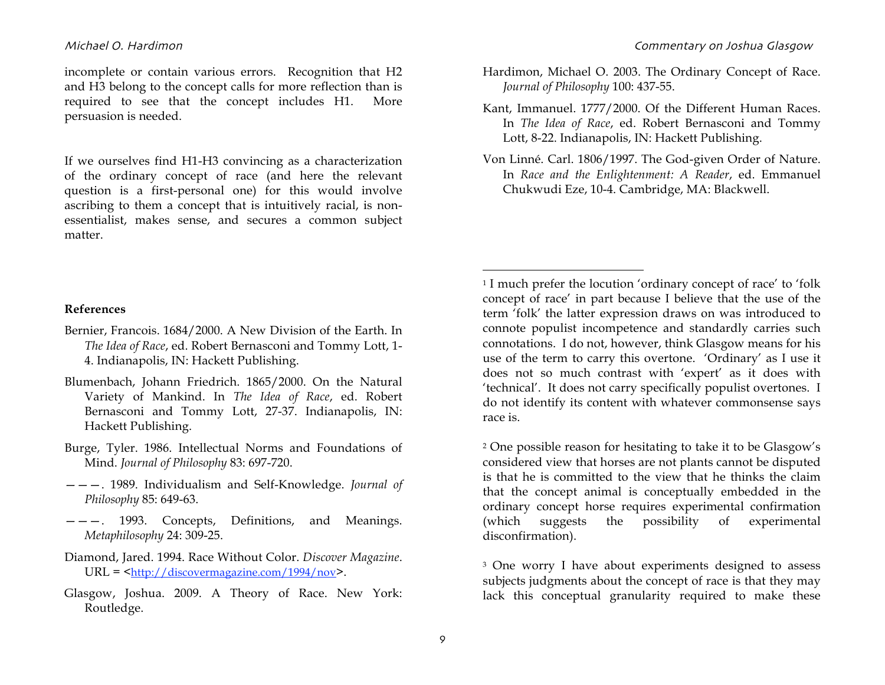incomplete or contain various errors. Recognition that H2 and H3 belong to the concept calls for more reflection than is required to see that the concept includes H1. More persuasion is needed.

If we ourselves find H1-H3 convincing as a characterization of the ordinary concept of race (and here the relevant question is a first-personal one) for this would involve ascribing to them a concept that is intuitively racial, is non-essentialist, makes sense, and secures a common subject matter.

**References**

Bernier, Francois. 1684/2000. A New Division of the Earth. In *The Idea of Race*, ed. Robert Bernasconi and Tommy Lott, 1-4. Indianapolis, IN: Hackett Publishing.

Blumenbach, Johann Friedrich. 1865/2000. On the Natural Variety of Mankind. In *The Idea of Race*, ed. Robert Bernasconi and Tommy Lott, 27-37. Indianapolis, IN: Hackett Publishing.

Burge, Tyler. 1986. Intellectual Norms and Foundations of Mind. *Journal of Philosophy* 83: 697-720.

———. 1989. Individualism and Self-Knowledge. *Journal of Philosophy* 85: 649-63.

———. 1993. Concepts, Definitions, and Meanings. *Metaphilosophy* 24: 309-25.

Diamond, Jared. 1994. Race Without Color. *Discover Magazine*. URL = <http://discovermagazine.com/1994/nov>.

Glasgow, Joshua. 2009. A Theory of Race. New York: Routledge.

Hardimon, Michael O. 2003. The Ordinary Concept of Race. *Journal of Philosophy* 100: 437-55.

Kant, Immanuel. 1777/2000. Of the Different Human Races. In *The Idea of Race*, ed. Robert Bernasconi and Tommy Lott, 8-22. Indianapolis, IN: Hackett Publishing.

Von Linné. Carl. 1806/1997. The God-given Order of Nature. In *Race and the Enlightenment: A Reader*, ed. Emmanuel Chukwudi Eze, 10-4. Cambridge, MA: Blackwell.

---

[1] I much prefer the locution 'ordinary concept of race' to 'folk concept of race' in part because I believe that the use of the term 'folk' the latter expression draws on was introduced to connote populist incompetence and standardly carries such connotations. I do not, however, think Glasgow means for his use of the term to carry this overtone. 'Ordinary' as I use it does not so much contrast with 'expert' as it does with 'technical'. It does not carry specifically populist overtones. I do not identify its content with whatever commonsense says race is.

[2] One possible reason for hesitating to take it to be Glasgow's considered view that horses are not plants cannot be disputed is that he is committed to the view that he thinks the claim that the concept animal is conceptually embedded in the ordinary concept horse requires experimental confirmation (which suggests the possibility of experimental disconfirmation).

[3] One worry I have about experiments designed to assess subjects judgments about the concept of race is that they may lack this conceptual granularity required to make these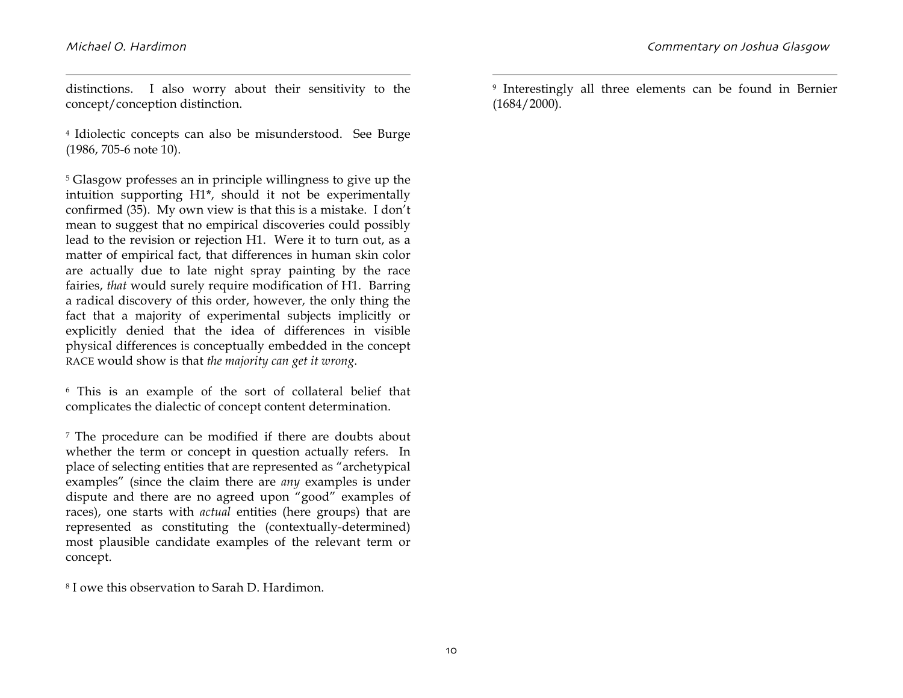distinctions. I also worry about their sensitivity to the concept/conception distinction.

[4] Idiolectic concepts can also be misunderstood. See Burge (1986, 705-6 note 10).

[5] Glasgow professes an in principle willingness to give up the intuition supporting H1*, should it not be experimentally confirmed (35). My own view is that this is a mistake. I don't mean to suggest that no empirical discoveries could possibly lead to the revision or rejection H1. Were it to turn out, as a matter of empirical fact, that differences in human skin color are actually due to late night spray painting by the race fairies, *that* would surely require modification of H1. Barring a radical discovery of this order, however, the only thing the fact that a majority of experimental subjects implicitly or explicitly denied that the idea of differences in visible physical differences is conceptually embedded in the concept RACE would show is that *the majority can get it wrong*.

[6] This is an example of the sort of collateral belief that complicates the dialectic of concept content determination.

[7] The procedure can be modified if there are doubts about whether the term or concept in question actually refers. In place of selecting entities that are represented as "archetypical examples" (since the claim there are *any* examples is under dispute and there are no agreed upon "good" examples of races), one starts with *actual* entities (here groups) that are represented as constituting the (contextually-determined) most plausible candidate examples of the relevant term or concept.

[8] I owe this observation to Sarah D. Hardimon.

[9] Interestingly all three elements can be found in Bernier (1684/2000).